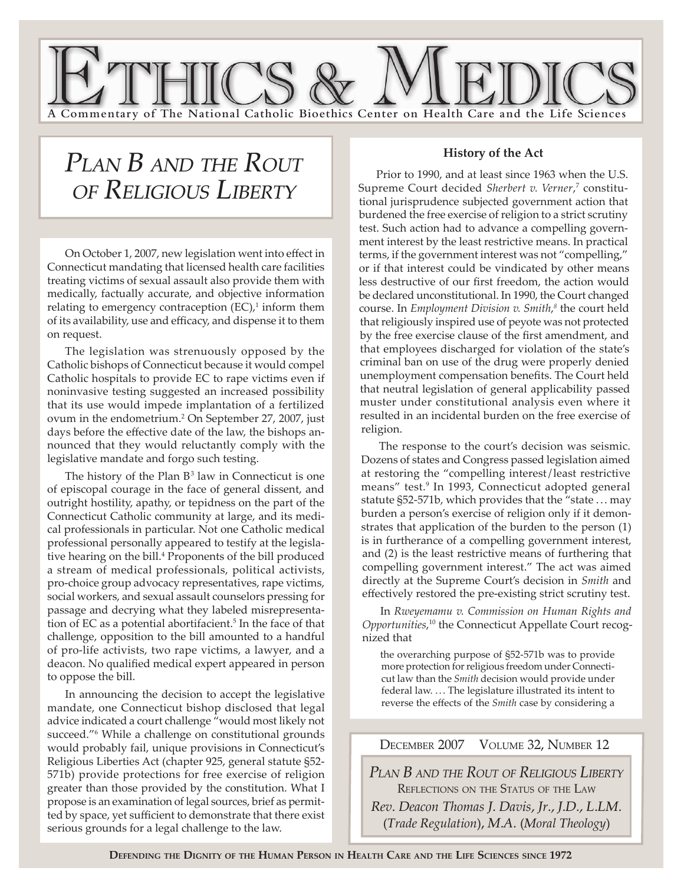# ETHICS & MEDICS

A Commentary of The National Catholic Bioethics Center on Health Care and the Life Sciences

# *Plan B and the Rout of Religious Liberty*

On October 1, 2007, new legislation went into effect in Connecticut mandating that licensed health care facilities treating victims of sexual assault also provide them with medically, factually accurate, and objective information relating to emergency contraception (EC),[1] inform them of its availability, use and efficacy, and dispense it to them on request.

The legislation was strenuously opposed by the Catholic bishops of Connecticut because it would compel Catholic hospitals to provide EC to rape victims even if noninvasive testing suggested an increased possibility that its use would impede implantation of a fertilized ovum in the endometrium.[2] On September 27, 2007, just days before the effective date of the law, the bishops announced that they would reluctantly comply with the legislative mandate and forgo such testing.

The history of the Plan B[3] law in Connecticut is one of episcopal courage in the face of general dissent, and outright hostility, apathy, or tepidness on the part of the Connecticut Catholic community at large, and its medical professionals in particular. Not one Catholic medical professional personally appeared to testify at the legislative hearing on the bill.[4] Proponents of the bill produced a stream of medical professionals, political activists, pro-choice group advocacy representatives, rape victims, social workers, and sexual assault counselors pressing for passage and decrying what they labeled misrepresentation of EC as a potential abortifacient.[5] In the face of that challenge, opposition to the bill amounted to a handful of pro-life activists, two rape victims, a lawyer, and a deacon. No qualified medical expert appeared in person to oppose the bill.

In announcing the decision to accept the legislative mandate, one Connecticut bishop disclosed that legal advice indicated a court challenge "would most likely not succeed."[6] While a challenge on constitutional grounds would probably fail, unique provisions in Connecticut's Religious Liberties Act (chapter 925, general statute §52-571b) provide protections for free exercise of religion greater than those provided by the constitution. What I propose is an examination of legal sources, brief as permitted by space, yet sufficient to demonstrate that there exist serious grounds for a legal challenge to the law.

### History of the Act

Prior to 1990, and at least since 1963 when the U.S. Supreme Court decided *Sherbert v. Verner*,[7] constitutional jurisprudence subjected government action that burdened the free exercise of religion to a strict scrutiny test. Such action had to advance a compelling government interest by the least restrictive means. In practical terms, if the government interest was not "compelling," or if that interest could be vindicated by other means less destructive of our first freedom, the action would be declared unconstitutional. In 1990, the Court changed course. In *Employment Division v. Smith*,[8] the court held that religiously inspired use of peyote was not protected by the free exercise clause of the first amendment, and that employees discharged for violation of the state's criminal ban on use of the drug were properly denied unemployment compensation benefits. The Court held that neutral legislation of general applicability passed muster under constitutional analysis even where it resulted in an incidental burden on the free exercise of religion.

The response to the court's decision was seismic. Dozens of states and Congress passed legislation aimed at restoring the "compelling interest/least restrictive means" test.[9] In 1993, Connecticut adopted general statute §52-571b, which provides that the "state … may burden a person's exercise of religion only if it demonstrates that application of the burden to the person (1) is in furtherance of a compelling government interest, and (2) is the least restrictive means of furthering that compelling government interest." The act was aimed directly at the Supreme Court's decision in *Smith* and effectively restored the pre-existing strict scrutiny test.

In *Rweyemamu v. Commission on Human Rights and Opportunities*,[10] the Connecticut Appellate Court recognized that

> the overarching purpose of §52-571b was to provide more protection for religious freedom under Connecticut law than the *Smith* decision would provide under federal law. … The legislature illustrated its intent to reverse the effects of the *Smith* case by considering a

December 2007 Volume 32, Number 12

*Plan B and the Rout of Religious Liberty*
Reflections on the Status of the Law
*Rev. Deacon Thomas J. Davis, Jr., J.D., L.LM.* (*Trade Regulation*), *M.A.* (*Moral Theology*)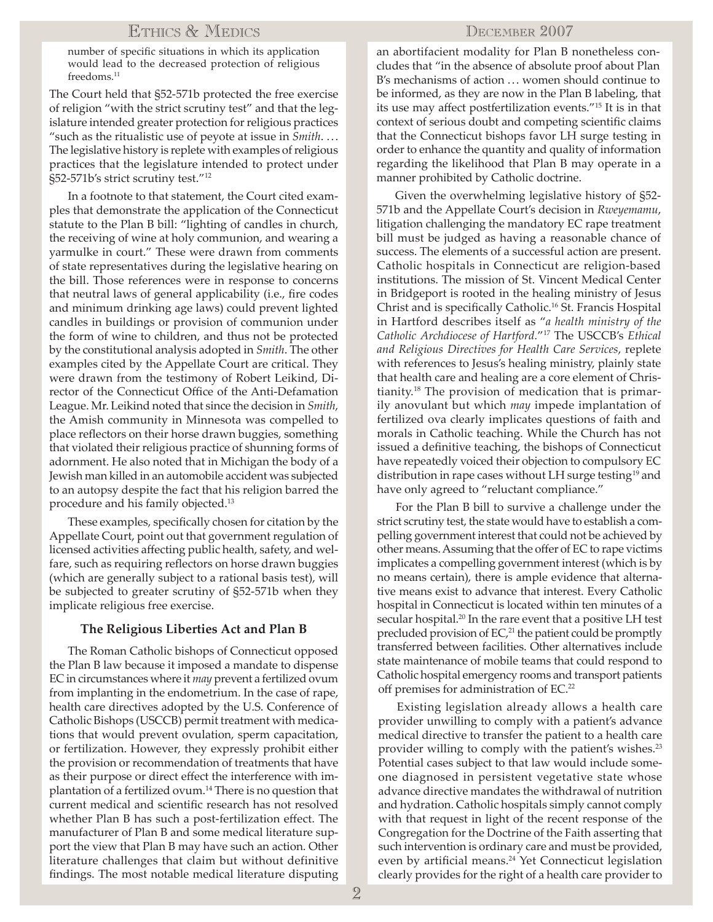number of specific situations in which its application would lead to the decreased protection of religious freedoms.[11]

The Court held that §52-571b protected the free exercise of religion "with the strict scrutiny test" and that the legislature intended greater protection for religious practices "such as the ritualistic use of peyote at issue in *Smith*. … The legislative history is replete with examples of religious practices that the legislature intended to protect under §52-571b's strict scrutiny test."[12]

In a footnote to that statement, the Court cited examples that demonstrate the application of the Connecticut statute to the Plan B bill: "lighting of candles in church, the receiving of wine at holy communion, and wearing a yarmulke in court." These were drawn from comments of state representatives during the legislative hearing on the bill. Those references were in response to concerns that neutral laws of general applicability (i.e., fire codes and minimum drinking age laws) could prevent lighted candles in buildings or provision of communion under the form of wine to children, and thus not be protected by the constitutional analysis adopted in *Smith*. The other examples cited by the Appellate Court are critical. They were drawn from the testimony of Robert Leikind, Director of the Connecticut Office of the Anti-Defamation League. Mr. Leikind noted that since the decision in *Smith*, the Amish community in Minnesota was compelled to place reflectors on their horse drawn buggies, something that violated their religious practice of shunning forms of adornment. He also noted that in Michigan the body of a Jewish man killed in an automobile accident was subjected to an autopsy despite the fact that his religion barred the procedure and his family objected.[13]

These examples, specifically chosen for citation by the Appellate Court, point out that government regulation of licensed activities affecting public health, safety, and welfare, such as requiring reflectors on horse drawn buggies (which are generally subject to a rational basis test), will be subjected to greater scrutiny of §52-571b when they implicate religious free exercise.

### The Religious Liberties Act and Plan B

The Roman Catholic bishops of Connecticut opposed the Plan B law because it imposed a mandate to dispense EC in circumstances where it *may* prevent a fertilized ovum from implanting in the endometrium. In the case of rape, health care directives adopted by the U.S. Conference of Catholic Bishops (USCCB) permit treatment with medications that would prevent ovulation, sperm capacitation, or fertilization. However, they expressly prohibit either the provision or recommendation of treatments that have as their purpose or direct effect the interference with implantation of a fertilized ovum.[14] There is no question that current medical and scientific research has not resolved whether Plan B has such a post-fertilization effect. The manufacturer of Plan B and some medical literature support the view that Plan B may have such an action. Other literature challenges that claim but without definitive findings. The most notable medical literature disputing an abortifacient modality for Plan B nonetheless concludes that "in the absence of absolute proof about Plan B's mechanisms of action … women should continue to be informed, as they are now in the Plan B labeling, that its use may affect postfertilization events."[15] It is in that context of serious doubt and competing scientific claims that the Connecticut bishops favor LH surge testing in order to enhance the quantity and quality of information regarding the likelihood that Plan B may operate in a manner prohibited by Catholic doctrine.

Given the overwhelming legislative history of §52-571b and the Appellate Court's decision in *Rweyemamu*, litigation challenging the mandatory EC rape treatment bill must be judged as having a reasonable chance of success. The elements of a successful action are present. Catholic hospitals in Connecticut are religion-based institutions. The mission of St. Vincent Medical Center in Bridgeport is rooted in the healing ministry of Jesus Christ and is specifically Catholic.[16] St. Francis Hospital in Hartford describes itself as "*a health ministry of the Catholic Archdiocese of Hartford*."[17] The USCCB's *Ethical and Religious Directives for Health Care Services*, replete with references to Jesus's healing ministry, plainly state that health care and healing are a core element of Christianity.[18] The provision of medication that is primarily anovulant but which *may* impede implantation of fertilized ova clearly implicates questions of faith and morals in Catholic teaching. While the Church has not issued a definitive teaching, the bishops of Connecticut have repeatedly voiced their objection to compulsory EC distribution in rape cases without LH surge testing[19] and have only agreed to "reluctant compliance."

For the Plan B bill to survive a challenge under the strict scrutiny test, the state would have to establish a compelling government interest that could not be achieved by other means. Assuming that the offer of EC to rape victims implicates a compelling government interest (which is by no means certain), there is ample evidence that alternative means exist to advance that interest. Every Catholic hospital in Connecticut is located within ten minutes of a secular hospital.[20] In the rare event that a positive LH test precluded provision of EC,[21] the patient could be promptly transferred between facilities. Other alternatives include state maintenance of mobile teams that could respond to Catholic hospital emergency rooms and transport patients off premises for administration of EC.[22]

Existing legislation already allows a health care provider unwilling to comply with a patient's advance medical directive to transfer the patient to a health care provider willing to comply with the patient's wishes.[23] Potential cases subject to that law would include someone diagnosed in persistent vegetative state whose advance directive mandates the withdrawal of nutrition and hydration. Catholic hospitals simply cannot comply with that request in light of the recent response of the Congregation for the Doctrine of the Faith asserting that such intervention is ordinary care and must be provided, even by artificial means.[24] Yet Connecticut legislation clearly provides for the right of a health care provider to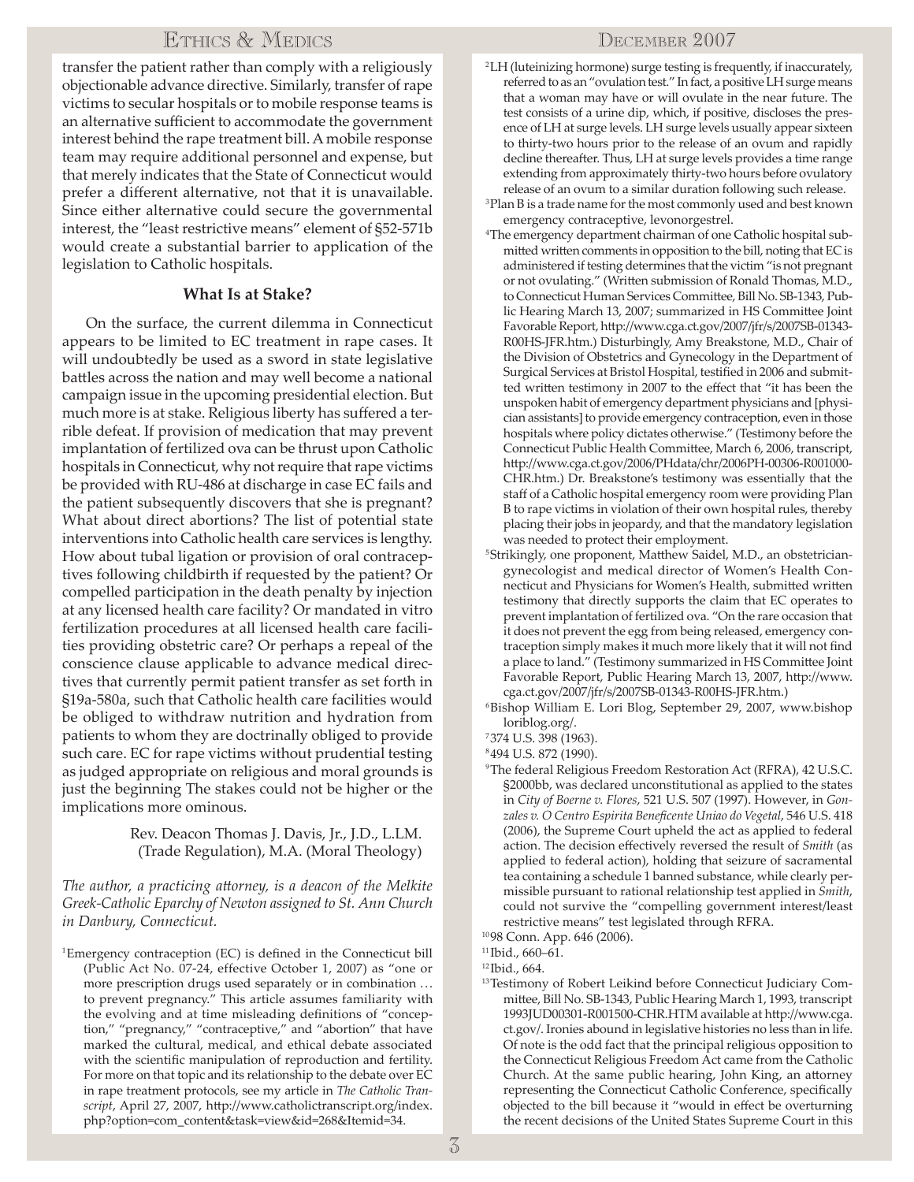transfer the patient rather than comply with a religiously objectionable advance directive. Similarly, transfer of rape victims to secular hospitals or to mobile response teams is an alternative sufficient to accommodate the government interest behind the rape treatment bill. A mobile response team may require additional personnel and expense, but that merely indicates that the State of Connecticut would prefer a different alternative, not that it is unavailable. Since either alternative could secure the governmental interest, the "least restrictive means" element of §52-571b would create a substantial barrier to application of the legislation to Catholic hospitals.

### What Is at Stake?

On the surface, the current dilemma in Connecticut appears to be limited to EC treatment in rape cases. It will undoubtedly be used as a sword in state legislative battles across the nation and may well become a national campaign issue in the upcoming presidential election. But much more is at stake. Religious liberty has suffered a terrible defeat. If provision of medication that may prevent implantation of fertilized ova can be thrust upon Catholic hospitals in Connecticut, why not require that rape victims be provided with RU-486 at discharge in case EC fails and the patient subsequently discovers that she is pregnant? What about direct abortions? The list of potential state interventions into Catholic health care services is lengthy. How about tubal ligation or provision of oral contraceptives following childbirth if requested by the patient? Or compelled participation in the death penalty by injection at any licensed health care facility? Or mandated in vitro fertilization procedures at all licensed health care facilities providing obstetric care? Or perhaps a repeal of the conscience clause applicable to advance medical directives that currently permit patient transfer as set forth in §19a-580a, such that Catholic health care facilities would be obliged to withdraw nutrition and hydration from patients to whom they are doctrinally obliged to provide such care. EC for rape victims without prudential testing as judged appropriate on religious and moral grounds is just the beginning The stakes could not be higher or the implications more ominous.

Rev. Deacon Thomas J. Davis, Jr., J.D., L.L.M. (Trade Regulation), M.A. (Moral Theology)

*The author, a practicing attorney, is a deacon of the Melkite Greek-Catholic Eparchy of Newton assigned to St. Ann Church in Danbury, Connecticut.*

[1] Emergency contraception (EC) is defined in the Connecticut bill (Public Act No. 07-24, effective October 1, 2007) as "one or more prescription drugs used separately or in combination … to prevent pregnancy." This article assumes familiarity with the evolving and at time misleading definitions of "conception," "pregnancy," "contraceptive," and "abortion" that have marked the cultural, medical, and ethical debate associated with the scientific manipulation of reproduction and fertility. For more on that topic and its relationship to the debate over EC in rape treatment protocols, see my article in *The Catholic Transcript*, April 27, 2007, http://www.catholictranscript.org/index.php?option=com_content&task=view&id=268&Itemid=34.

[2] LH (luteinizing hormone) surge testing is frequently, if inaccurately, referred to as an "ovulation test." In fact, a positive LH surge means that a woman may have or will ovulate in the near future. The test consists of a urine dip, which, if positive, discloses the presence of LH at surge levels. LH surge levels usually appear sixteen to thirty-two hours prior to the release of an ovum and rapidly decline thereafter. Thus, LH at surge levels provides a time range extending from approximately thirty-two hours before ovulatory release of an ovum to a similar duration following such release.

[3] Plan B is a trade name for the most commonly used and best known emergency contraceptive, levonorgestrel.

[4] The emergency department chairman of one Catholic hospital submitted written comments in opposition to the bill, noting that EC is administered if testing determines that the victim "is not pregnant or not ovulating." (Written submission of Ronald Thomas, M.D., to Connecticut Human Services Committee, Bill No. SB-1343, Public Hearing March 13, 2007; summarized in HS Committee Joint Favorable Report, http://www.cga.ct.gov/2007/jfr/s/2007SB-01343-R00HS-JFR.htm.) Disturbingly, Amy Breakstone, M.D., Chair of the Division of Obstetrics and Gynecology in the Department of Surgical Services at Bristol Hospital, testified in 2006 and submitted written testimony in 2007 to the effect that "it has been the unspoken habit of emergency department physicians and [physician assistants] to provide emergency contraception, even in those hospitals where policy dictates otherwise." (Testimony before the Connecticut Public Health Committee, March 6, 2006, transcript, http://www.cga.ct.gov/2006/PHdata/chr/2006PH-00306-R001000-CHR.htm.) Dr. Breakstone's testimony was essentially that the staff of a Catholic hospital emergency room were providing Plan B to rape victims in violation of their own hospital rules, thereby placing their jobs in jeopardy, and that the mandatory legislation was needed to protect their employment.

[5] Strikingly, one proponent, Matthew Saidel, M.D., an obstetrician-gynecologist and medical director of Women's Health Connecticut and Physicians for Women's Health, submitted written testimony that directly supports the claim that EC operates to prevent implantation of fertilized ova. "On the rare occasion that it does not prevent the egg from being released, emergency contraception simply makes it much more likely that it will not find a place to land." (Testimony summarized in HS Committee Joint Favorable Report, Public Hearing March 13, 2007, http://www.cga.ct.gov/2007/jfr/s/2007SB-01343-R00HS-JFR.htm.)

[6] Bishop William E. Lori Blog, September 29, 2007, www.bishoploriblog.org/.

[7] 374 U.S. 398 (1963).

[8] 494 U.S. 872 (1990).

[9] The federal Religious Freedom Restoration Act (RFRA), 42 U.S.C. §2000bb, was declared unconstitutional as applied to the states in *City of Boerne v. Flores*, 521 U.S. 507 (1997). However, in *Gonzales v. O Centro Espirita Beneficente Uniao do Vegetal*, 546 U.S. 418 (2006), the Supreme Court upheld the act as applied to federal action. The decision effectively reversed the result of *Smith* (as applied to federal action), holding that seizure of sacramental tea containing a schedule 1 banned substance, while clearly permissible pursuant to rational relationship test applied in *Smith*, could not survive the "compelling government interest/least restrictive means" test legislated through RFRA.

[10] 98 Conn. App. 646 (2006).

[11] Ibid., 660–61.

[12] Ibid., 664.

[13] Testimony of Robert Leikind before Connecticut Judiciary Committee, Bill No. SB-1343, Public Hearing March 1, 1993, transcript 1993JUD00301-R001500-CHR.HTM available at http://www.cga.ct.gov/. Ironies abound in legislative histories no less than in life. Of note is the odd fact that the principal religious opposition to the Connecticut Religious Freedom Act came from the Catholic Church. At the same public hearing, John King, an attorney representing the Connecticut Catholic Conference, specifically objected to the bill because it "would in effect be overturning the recent decisions of the United States Supreme Court in this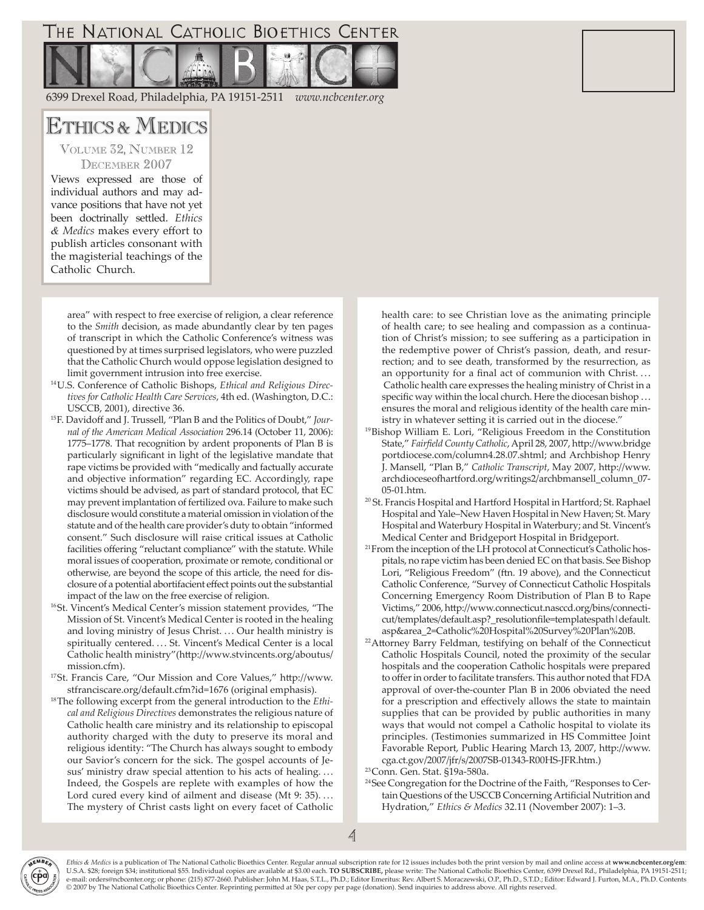# The National Catholic Bioethics Center

6399 Drexel Road, Philadelphia, PA 19151-2511 *www.ncbcenter.org*

## Ethics & Medics

Volume 32, Number 12
December 2007

Views expressed are those of individual authors and may advance positions that have not yet been doctrinally settled. *Ethics & Medics* makes every effort to publish articles consonant with the magisterial teachings of the Catholic Church.

area" with respect to free exercise of religion, a clear reference to the *Smith* decision, as made abundantly clear by ten pages of transcript in which the Catholic Conference's witness was questioned by at times surprised legislators, who were puzzled that the Catholic Church would oppose legislation designed to limit government intrusion into free exercise.

[14] U.S. Conference of Catholic Bishops, *Ethical and Religious Directives for Catholic Health Care Services*, 4th ed. (Washington, D.C.: USCCB, 2001), directive 36.

[15] F. Davidoff and J. Trussell, "Plan B and the Politics of Doubt," *Journal of the American Medical Association* 296.14 (October 11, 2006): 1775–1778. That recognition by ardent proponents of Plan B is particularly significant in light of the legislative mandate that rape victims be provided with "medically and factually accurate and objective information" regarding EC. Accordingly, rape victims should be advised, as part of standard protocol, that EC may prevent implantation of fertilized ova. Failure to make such disclosure would constitute a material omission in violation of the statute and of the health care provider's duty to obtain "informed consent." Such disclosure will raise critical issues at Catholic facilities offering "reluctant compliance" with the statute. While moral issues of cooperation, proximate or remote, conditional or otherwise, are beyond the scope of this article, the need for disclosure of a potential abortifacient effect points out the substantial impact of the law on the free exercise of religion.

[16] St. Vincent's Medical Center's mission statement provides, "The Mission of St. Vincent's Medical Center is rooted in the healing and loving ministry of Jesus Christ. … Our health ministry is spiritually centered. … St. Vincent's Medical Center is a local Catholic health ministry" (http://www.stvincents.org/aboutus/mission.cfm).

[17] St. Francis Care, "Our Mission and Core Values," http://www.stfranciscare.org/default.cfm?id=1676 (original emphasis).

[18] The following excerpt from the general introduction to the *Ethical and Religious Directives* demonstrates the religious nature of Catholic health care ministry and its relationship to episcopal authority charged with the duty to preserve its moral and religious identity: "The Church has always sought to embody our Savior's concern for the sick. The gospel accounts of Jesus' ministry draw special attention to his acts of healing. … Indeed, the Gospels are replete with examples of how the Lord cured every kind of ailment and disease (Mt 9: 35). … The mystery of Christ casts light on every facet of Catholic health care: to see Christian love as the animating principle of health care; to see healing and compassion as a continuation of Christ's mission; to see suffering as a participation in the redemptive power of Christ's passion, death, and resurrection; and to see death, transformed by the resurrection, as an opportunity for a final act of communion with Christ. … Catholic health care expresses the healing ministry of Christ in a specific way within the local church. Here the diocesan bishop … ensures the moral and religious identity of the health care ministry in whatever setting it is carried out in the diocese."

[19] Bishop William E. Lori, "Religious Freedom in the Constitution State," *Fairfield County Catholic*, April 28, 2007, http://www.bridgeportdiocese.com/column4.28.07.shtml; and Archbishop Henry J. Mansell, "Plan B," *Catholic Transcript*, May 2007, http://www.archdioceseofhartford.org/writings2/archbmansell_column_07-05-01.htm.

[20] St. Francis Hospital and Hartford Hospital in Hartford; St. Raphael Hospital and Yale–New Haven Hospital in New Haven; St. Mary Hospital and Waterbury Hospital in Waterbury; and St. Vincent's Medical Center and Bridgeport Hospital in Bridgeport.

[21] From the inception of the LH protocol at Connecticut's Catholic hospitals, no rape victim has been denied EC on that basis. See Bishop Lori, "Religious Freedom" (ftn. 19 above), and the Connecticut Catholic Conference, "Survey of Connecticut Catholic Hospitals Concerning Emergency Room Distribution of Plan B to Rape Victims," 2006, http://www.connecticut.nasccd.org/bins/connecticut/templates/default.asp?_resolutionfile=templatespath|default.asp&area_2=Catholic%20Hospital%20Survey%20Plan%20B.

[22] Attorney Barry Feldman, testifying on behalf of the Connecticut Catholic Hospitals Council, noted the proximity of the secular hospitals and the cooperation Catholic hospitals were prepared to offer in order to facilitate transfers. This author noted that FDA approval of over-the-counter Plan B in 2006 obviated the need for a prescription and effectively allows the state to maintain supplies that can be provided by public authorities in many ways that would not compel a Catholic hospital to violate its principles. (Testimonies summarized in HS Committee Joint Favorable Report, Public Hearing March 13, 2007, http://www.cga.ct.gov/2007/jfr/s/2007SB-01343-R00HS-JFR.htm.)

[23] Conn. Gen. Stat. §19a-580a.

[24] See Congregation for the Doctrine of the Faith, "Responses to Certain Questions of the USCCB Concerning Artificial Nutrition and Hydration," *Ethics & Medics* 32.11 (November 2007): 1–3.

*Ethics & Medics* is a publication of The National Catholic Bioethics Center. Regular annual subscription rate for 12 issues includes both the print version by mail and online access at **www.ncbcenter.org/em**: U.S.A. $28; foreign $34; institutional $55. Individual copies are available at $3.00 each. **TO SUBSCRIBE,** please write: The National Catholic Bioethics Center, 6399 Drexel Rd., Philadelphia, PA 19151-2511; e-mail: orders@ncbcenter.org; or phone: (215) 877-2660. Publisher: John M. Haas, S.T.L., Ph.D.; Editor Emeritus: Rev. Albert S. Moraczewski, O.P., Ph.D., S.T.D.; Editor: Edward J. Furton, M.A., Ph.D. Contents © 2007 by The National Catholic Bioethics Center. Reprinting permitted at 50¢ per copy per page (donation). Send inquiries to address above. All rights reserved.